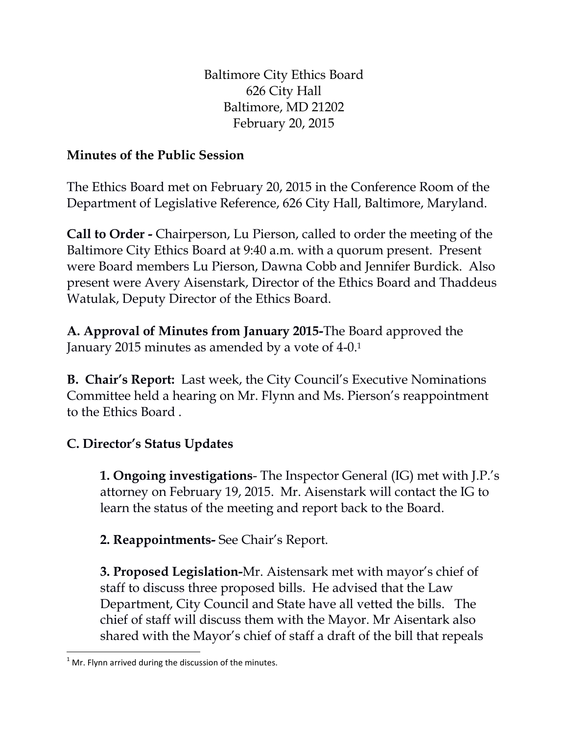Baltimore City Ethics Board
626 City Hall
Baltimore, MD 21202
February 20, 2015

**Minutes of the Public Session**

The Ethics Board met on February 20, 2015 in the Conference Room of the Department of Legislative Reference, 626 City Hall, Baltimore, Maryland.

**Call to Order -** Chairperson, Lu Pierson, called to order the meeting of the Baltimore City Ethics Board at 9:40 a.m. with a quorum present. Present were Board members Lu Pierson, Dawna Cobb and Jennifer Burdick. Also present were Avery Aisenstark, Director of the Ethics Board and Thaddeus Watulak, Deputy Director of the Ethics Board.

**A. Approval of Minutes from January 2015-**The Board approved the January 2015 minutes as amended by a vote of 4-0.[1]

**B. Chair's Report:** Last week, the City Council's Executive Nominations Committee held a hearing on Mr. Flynn and Ms. Pierson's reappointment to the Ethics Board .

**C. Director's Status Updates**

> **1. Ongoing investigations**- The Inspector General (IG) met with J.P.'s attorney on February 19, 2015. Mr. Aisenstark will contact the IG to learn the status of the meeting and report back to the Board.
>
> **2. Reappointments-** See Chair's Report.
>
> **3. Proposed Legislation-**Mr. Aistensark met with mayor's chief of staff to discuss three proposed bills. He advised that the Law Department, City Council and State have all vetted the bills. The chief of staff will discuss them with the Mayor. Mr Aisentark also shared with the Mayor's chief of staff a draft of the bill that repeals

[1] Mr. Flynn arrived during the discussion of the minutes.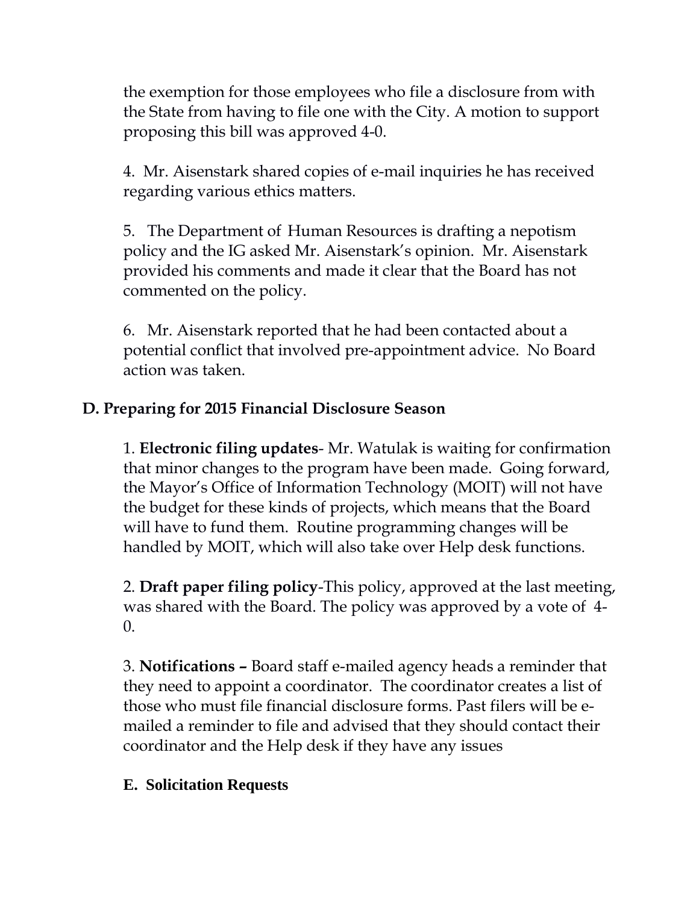the exemption for those employees who file a disclosure from with the State from having to file one with the City. A motion to support proposing this bill was approved 4-0.

4. Mr. Aisenstark shared copies of e-mail inquiries he has received regarding various ethics matters.

5. The Department of Human Resources is drafting a nepotism policy and the IG asked Mr. Aisenstark's opinion. Mr. Aisenstark provided his comments and made it clear that the Board has not commented on the policy.

6. Mr. Aisenstark reported that he had been contacted about a potential conflict that involved pre-appointment advice. No Board action was taken.

## D. Preparing for 2015 Financial Disclosure Season

1. **Electronic filing updates**- Mr. Watulak is waiting for confirmation that minor changes to the program have been made. Going forward, the Mayor's Office of Information Technology (MOIT) will not have the budget for these kinds of projects, which means that the Board will have to fund them. Routine programming changes will be handled by MOIT, which will also take over Help desk functions.

2. **Draft paper filing policy**-This policy, approved at the last meeting, was shared with the Board. The policy was approved by a vote of 4-0.

3. **Notifications –** Board staff e-mailed agency heads a reminder that they need to appoint a coordinator. The coordinator creates a list of those who must file financial disclosure forms. Past filers will be e-mailed a reminder to file and advised that they should contact their coordinator and the Help desk if they have any issues

## E. Solicitation Requests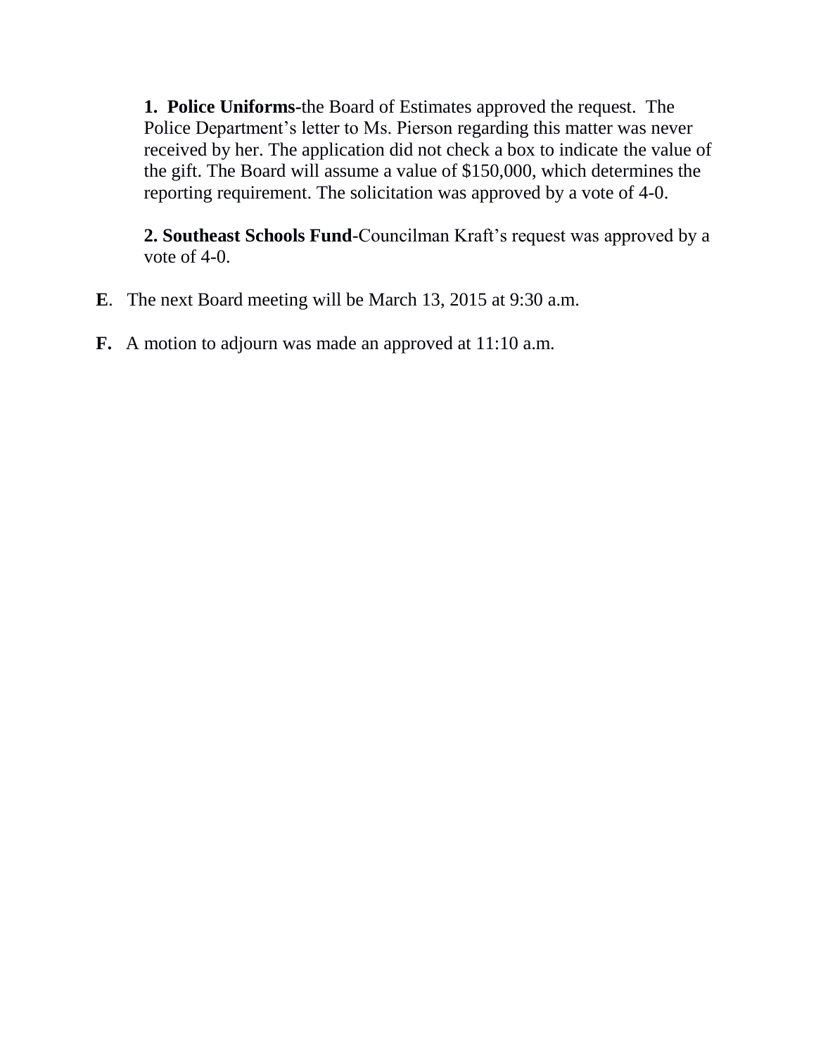**1. Police Uniforms-**the Board of Estimates approved the request. The Police Department's letter to Ms. Pierson regarding this matter was never received by her. The application did not check a box to indicate the value of the gift. The Board will assume a value of $150,000, which determines the reporting requirement. The solicitation was approved by a vote of 4-0.

**2. Southeast Schools Fund**-Councilman Kraft's request was approved by a vote of 4-0.

**E**. The next Board meeting will be March 13, 2015 at 9:30 a.m.

**F.** A motion to adjourn was made an approved at 11:10 a.m.